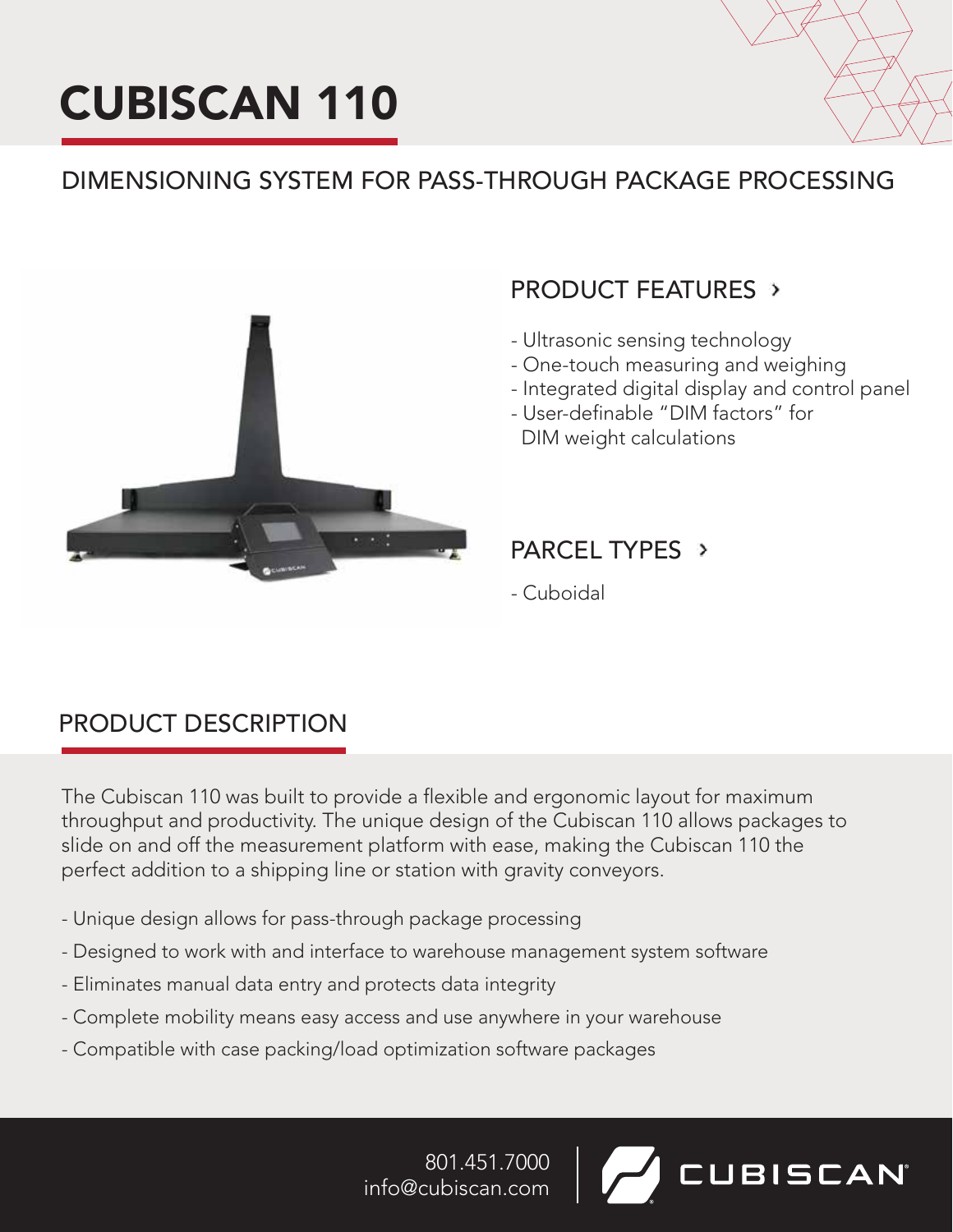# CUBISCAN 110

## DIMENSIONING SYSTEM FOR PASS-THROUGH PACKAGE PROCESSING

### PRODUCT FEATURES ›

- Ultrasonic sensing technology
- One-touch measuring and weighing
- Integrated digital display and control panel
- User-definable "DIM factors" for DIM weight calculations

### PARCEL TYPES ›

- Cuboidal

## PRODUCT DESCRIPTION

The Cubiscan 110 was built to provide a flexible and ergonomic layout for maximum throughput and productivity. The unique design of the Cubiscan 110 allows packages to slide on and off the measurement platform with ease, making the Cubiscan 110 the perfect addition to a shipping line or station with gravity conveyors.

- Unique design allows for pass-through package processing
- Designed to work with and interface to warehouse management system software
- Eliminates manual data entry and protects data integrity
- Complete mobility means easy access and use anywhere in your warehouse
- Compatible with case packing/load optimization software packages

801.451.7000
info@cubiscan.com

CUBISCAN®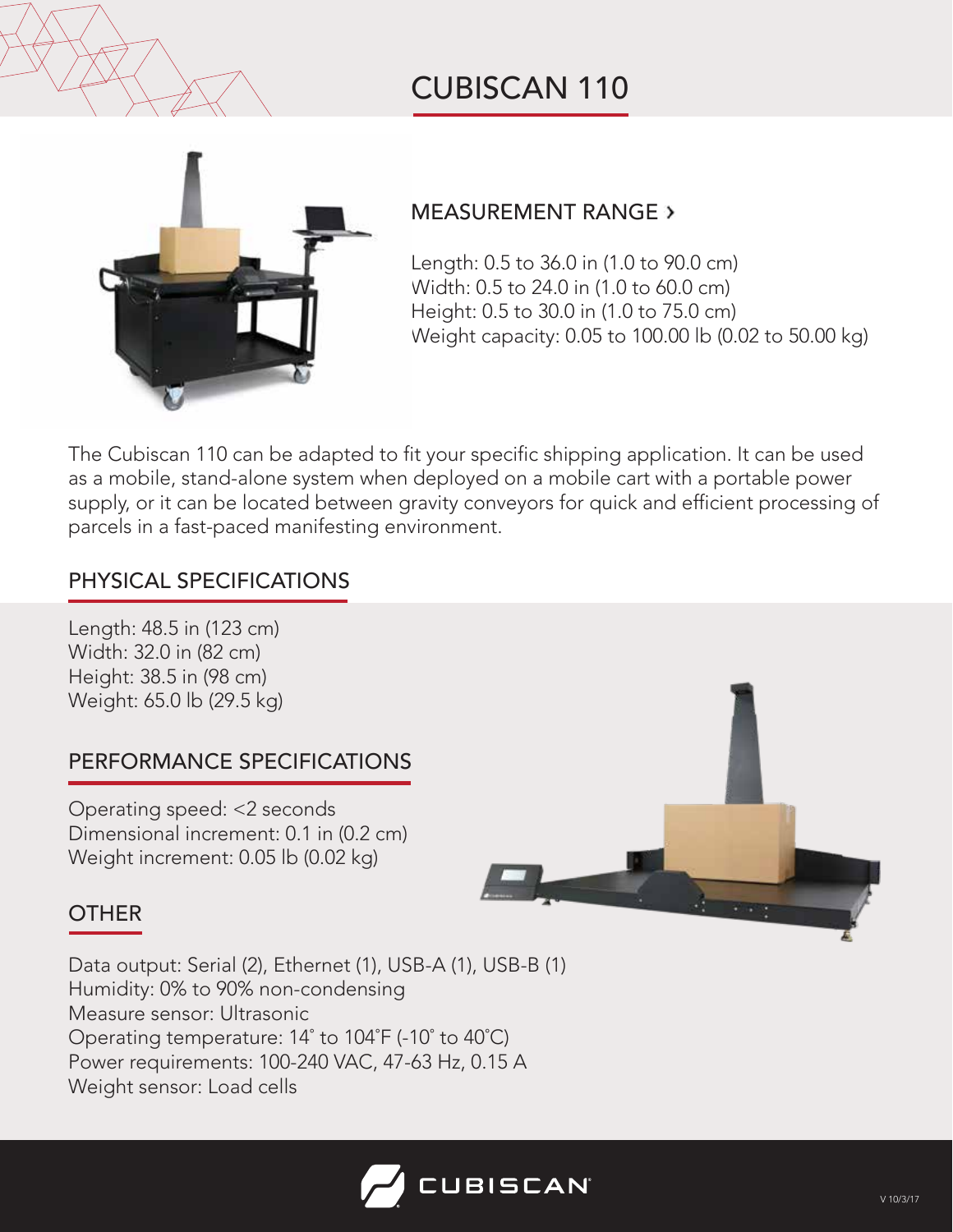# CUBISCAN 110

## MEASUREMENT RANGE ›

Length: 0.5 to 36.0 in (1.0 to 90.0 cm)
Width: 0.5 to 24.0 in (1.0 to 60.0 cm)
Height: 0.5 to 30.0 in (1.0 to 75.0 cm)
Weight capacity: 0.05 to 100.00 lb (0.02 to 50.00 kg)

The Cubiscan 110 can be adapted to fit your specific shipping application. It can be used as a mobile, stand-alone system when deployed on a mobile cart with a portable power supply, or it can be located between gravity conveyors for quick and efficient processing of parcels in a fast-paced manifesting environment.

## PHYSICAL SPECIFICATIONS

Length: 48.5 in (123 cm)
Width: 32.0 in (82 cm)
Height: 38.5 in (98 cm)
Weight: 65.0 lb (29.5 kg)

## PERFORMANCE SPECIFICATIONS

Operating speed: <2 seconds
Dimensional increment: 0.1 in (0.2 cm)
Weight increment: 0.05 lb (0.02 kg)

## OTHER

Data output: Serial (2), Ethernet (1), USB-A (1), USB-B (1)
Humidity: 0% to 90% non-condensing
Measure sensor: Ultrasonic
Operating temperature: 14˚ to 104˚F (-10˚ to 40˚C)
Power requirements: 100-240 VAC, 47-63 Hz, 0.15 A
Weight sensor: Load cells

CUBISCAN

V 10/3/17